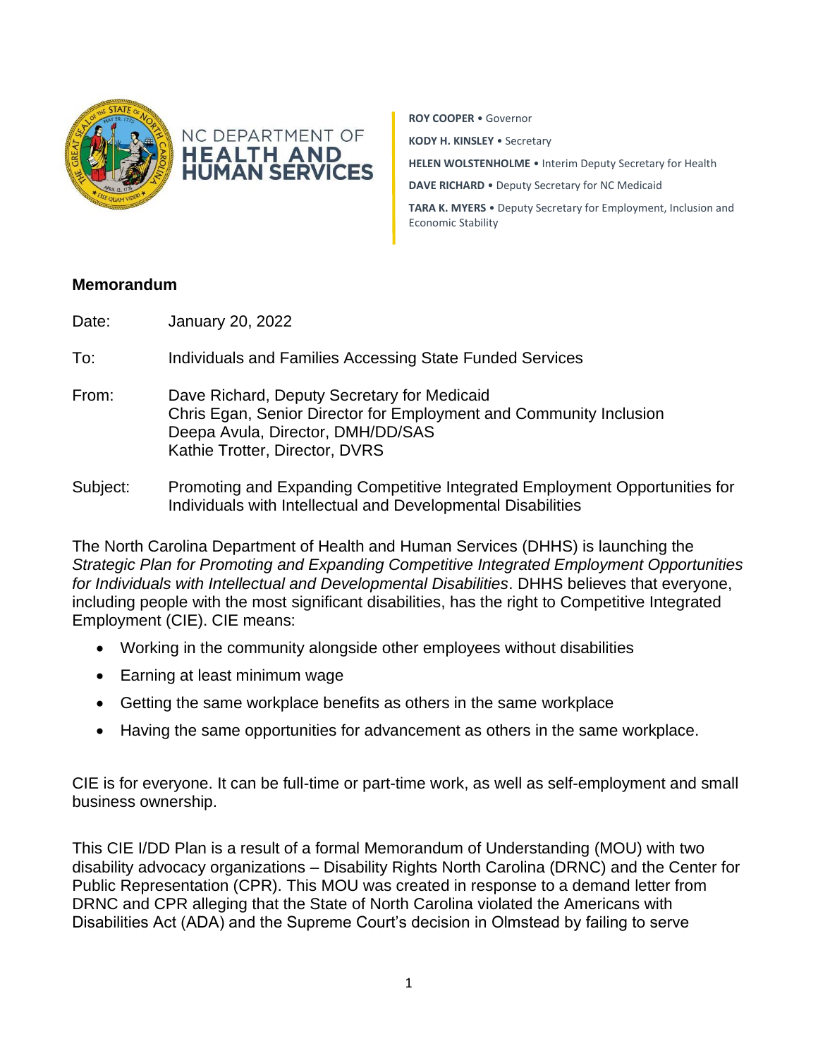NC DEPARTMENT OF
**HEALTH AND HUMAN SERVICES**

**ROY COOPER** • Governor
**KODY H. KINSLEY** • Secretary
**HELEN WOLSTENHOLME** • Interim Deputy Secretary for Health
**DAVE RICHARD** • Deputy Secretary for NC Medicaid
**TARA K. MYERS** • Deputy Secretary for Employment, Inclusion and Economic Stability

## Memorandum

Date: January 20, 2022

To: Individuals and Families Accessing State Funded Services

From: Dave Richard, Deputy Secretary for Medicaid
Chris Egan, Senior Director for Employment and Community Inclusion
Deepa Avula, Director, DMH/DD/SAS
Kathie Trotter, Director, DVRS

Subject: Promoting and Expanding Competitive Integrated Employment Opportunities for Individuals with Intellectual and Developmental Disabilities

The North Carolina Department of Health and Human Services (DHHS) is launching the *Strategic Plan for Promoting and Expanding Competitive Integrated Employment Opportunities for Individuals with Intellectual and Developmental Disabilities*. DHHS believes that everyone, including people with the most significant disabilities, has the right to Competitive Integrated Employment (CIE). CIE means:

- Working in the community alongside other employees without disabilities
- Earning at least minimum wage
- Getting the same workplace benefits as others in the same workplace
- Having the same opportunities for advancement as others in the same workplace.

CIE is for everyone. It can be full-time or part-time work, as well as self-employment and small business ownership.

This CIE I/DD Plan is a result of a formal Memorandum of Understanding (MOU) with two disability advocacy organizations – Disability Rights North Carolina (DRNC) and the Center for Public Representation (CPR). This MOU was created in response to a demand letter from DRNC and CPR alleging that the State of North Carolina violated the Americans with Disabilities Act (ADA) and the Supreme Court's decision in Olmstead by failing to serve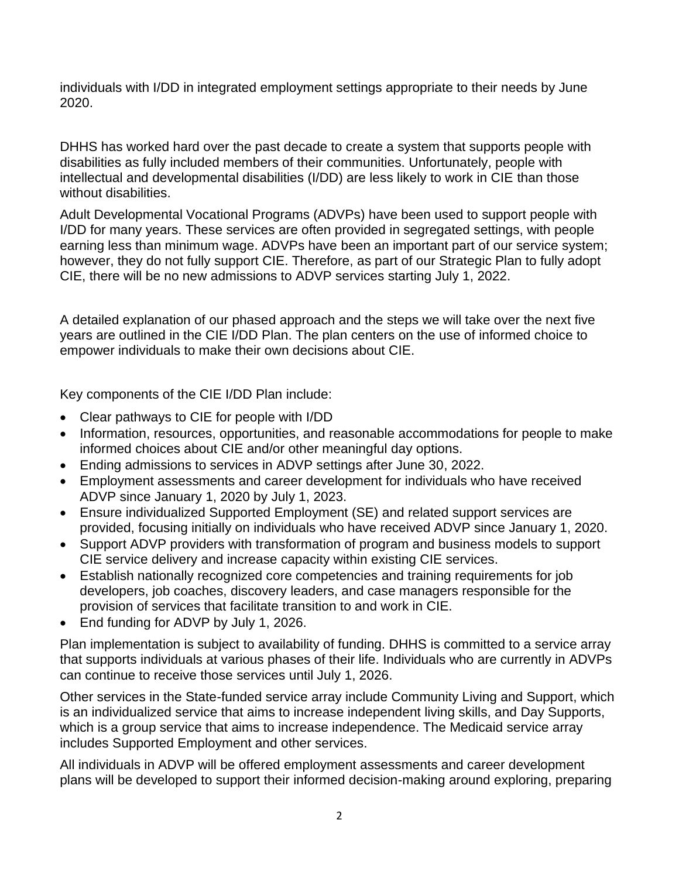individuals with I/DD in integrated employment settings appropriate to their needs by June 2020.

DHHS has worked hard over the past decade to create a system that supports people with disabilities as fully included members of their communities. Unfortunately, people with intellectual and developmental disabilities (I/DD) are less likely to work in CIE than those without disabilities.

Adult Developmental Vocational Programs (ADVPs) have been used to support people with I/DD for many years. These services are often provided in segregated settings, with people earning less than minimum wage. ADVPs have been an important part of our service system; however, they do not fully support CIE. Therefore, as part of our Strategic Plan to fully adopt CIE, there will be no new admissions to ADVP services starting July 1, 2022.

A detailed explanation of our phased approach and the steps we will take over the next five years are outlined in the CIE I/DD Plan. The plan centers on the use of informed choice to empower individuals to make their own decisions about CIE.

Key components of the CIE I/DD Plan include:

- Clear pathways to CIE for people with I/DD
- Information, resources, opportunities, and reasonable accommodations for people to make informed choices about CIE and/or other meaningful day options.
- Ending admissions to services in ADVP settings after June 30, 2022.
- Employment assessments and career development for individuals who have received ADVP since January 1, 2020 by July 1, 2023.
- Ensure individualized Supported Employment (SE) and related support services are provided, focusing initially on individuals who have received ADVP since January 1, 2020.
- Support ADVP providers with transformation of program and business models to support CIE service delivery and increase capacity within existing CIE services.
- Establish nationally recognized core competencies and training requirements for job developers, job coaches, discovery leaders, and case managers responsible for the provision of services that facilitate transition to and work in CIE.
- End funding for ADVP by July 1, 2026.

Plan implementation is subject to availability of funding. DHHS is committed to a service array that supports individuals at various phases of their life. Individuals who are currently in ADVPs can continue to receive those services until July 1, 2026.

Other services in the State-funded service array include Community Living and Support, which is an individualized service that aims to increase independent living skills, and Day Supports, which is a group service that aims to increase independence. The Medicaid service array includes Supported Employment and other services.

All individuals in ADVP will be offered employment assessments and career development plans will be developed to support their informed decision-making around exploring, preparing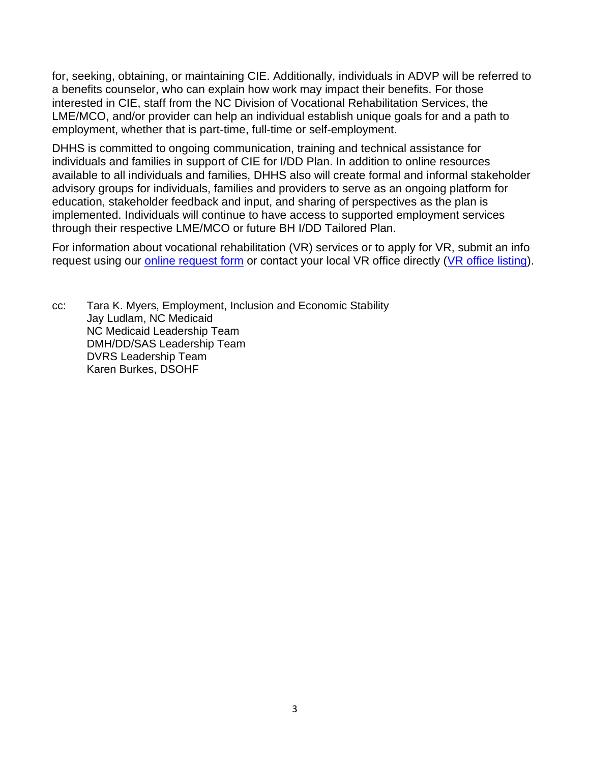for, seeking, obtaining, or maintaining CIE. Additionally, individuals in ADVP will be referred to a benefits counselor, who can explain how work may impact their benefits. For those interested in CIE, staff from the NC Division of Vocational Rehabilitation Services, the LME/MCO, and/or provider can help an individual establish unique goals for and a path to employment, whether that is part-time, full-time or self-employment.

DHHS is committed to ongoing communication, training and technical assistance for individuals and families in support of CIE for I/DD Plan. In addition to online resources available to all individuals and families, DHHS also will create formal and informal stakeholder advisory groups for individuals, families and providers to serve as an ongoing platform for education, stakeholder feedback and input, and sharing of perspectives as the plan is implemented. Individuals will continue to have access to supported employment services through their respective LME/MCO or future BH I/DD Tailored Plan.

For information about vocational rehabilitation (VR) services or to apply for VR, submit an info request using our online request form or contact your local VR office directly (VR office listing).

cc: Tara K. Myers, Employment, Inclusion and Economic Stability
Jay Ludlam, NC Medicaid
NC Medicaid Leadership Team
DMH/DD/SAS Leadership Team
DVRS Leadership Team
Karen Burkes, DSOHF